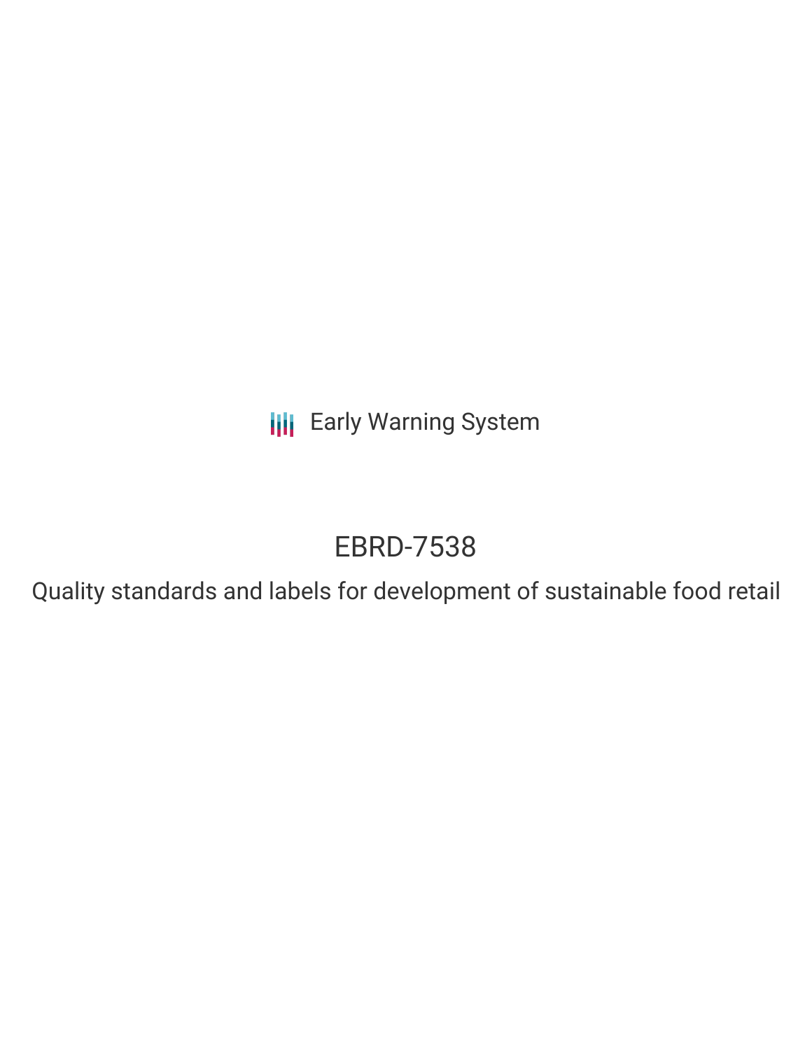Early Warning System

# EBRD-7538

Quality standards and labels for development of sustainable food retail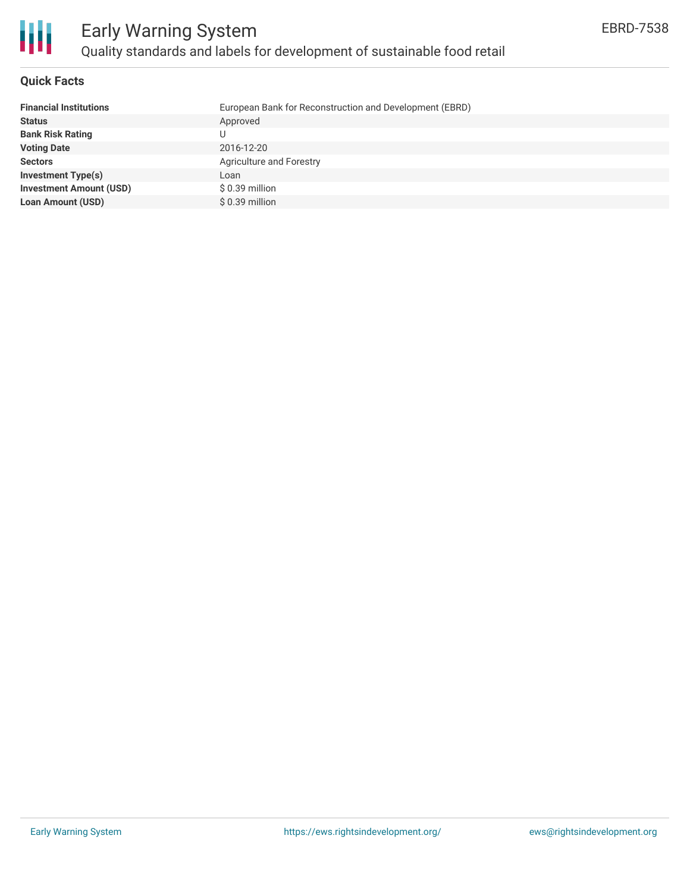# Early Warning System

## Quality standards and labels for development of sustainable food retail

EBRD-7538

### Quick Facts

| | |
|---|---|
| **Financial Institutions** | European Bank for Reconstruction and Development (EBRD) |
| **Status** | Approved |
| **Bank Risk Rating** | U |
| **Voting Date** | 2016-12-20 |
| **Sectors** | Agriculture and Forestry |
| **Investment Type(s)** | Loan |
| **Investment Amount (USD)** | $ 0.39 million |
| **Loan Amount (USD)** | $ 0.39 million |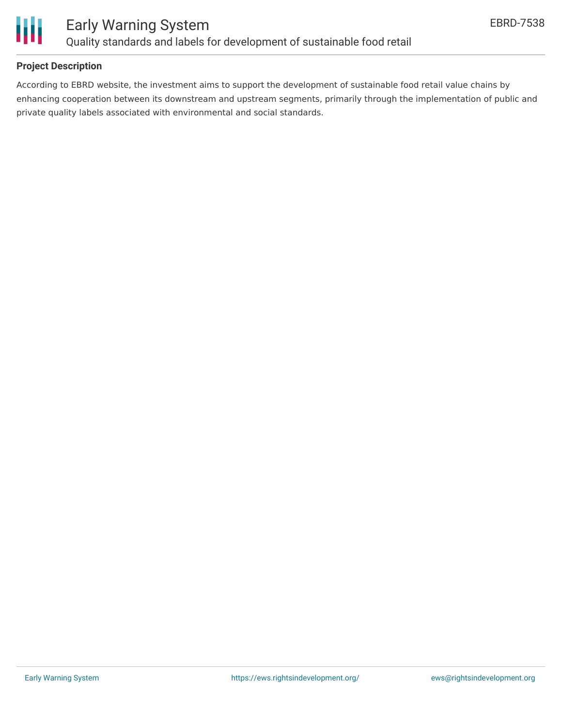### Project Description

According to EBRD website, the investment aims to support the development of sustainable food retail value chains by enhancing cooperation between its downstream and upstream segments, primarily through the implementation of public and private quality labels associated with environmental and social standards.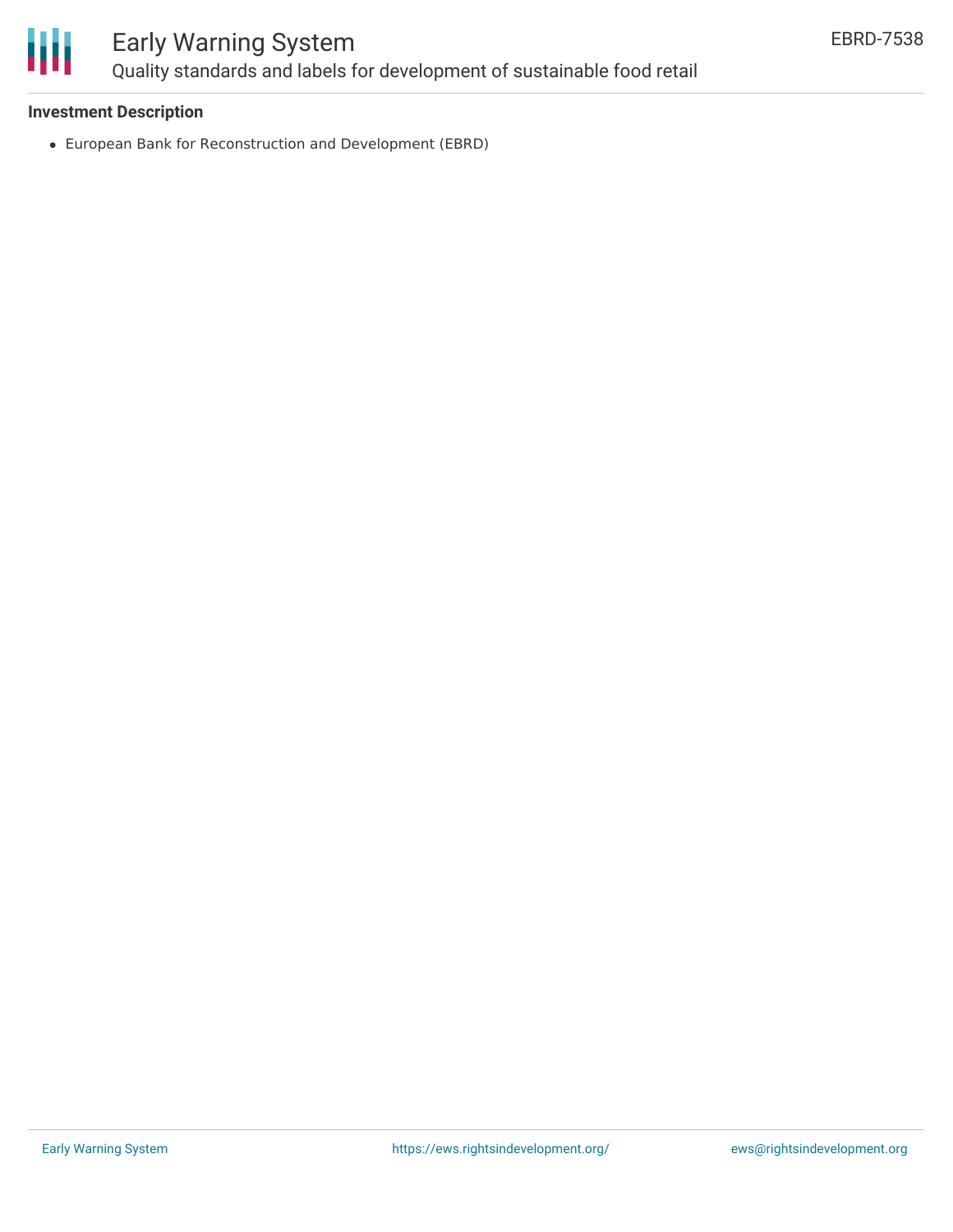**Investment Description**

- European Bank for Reconstruction and Development (EBRD)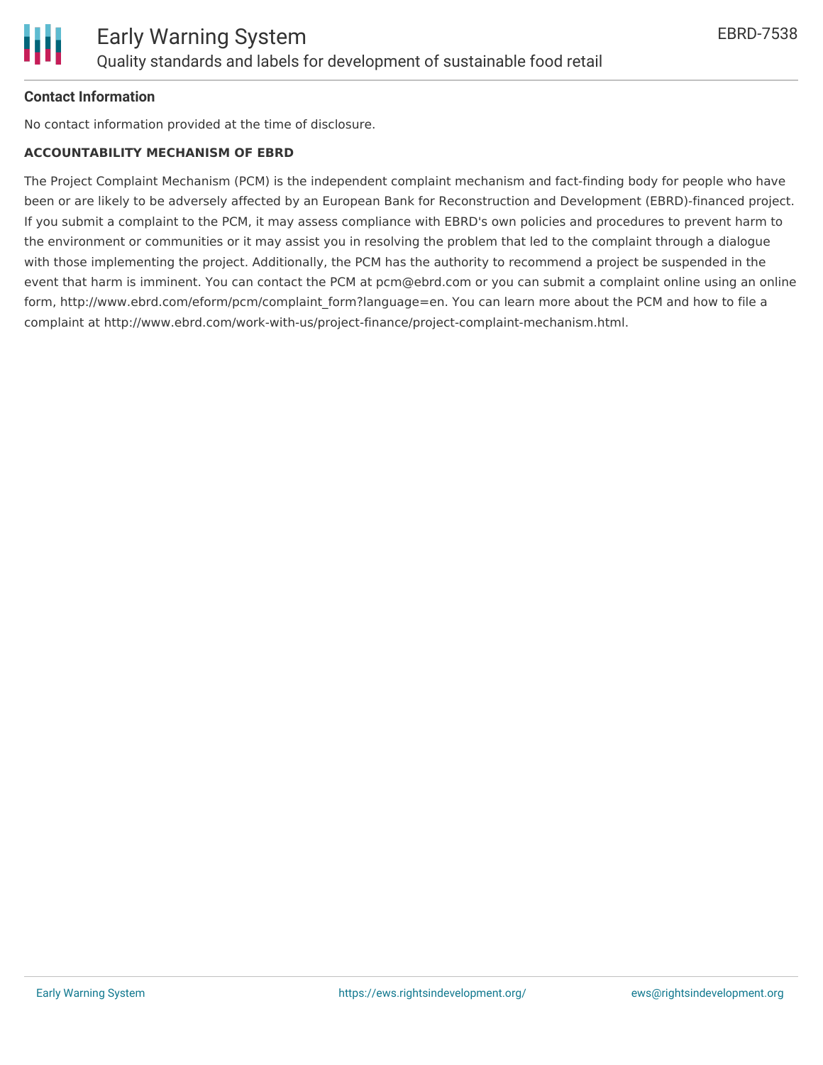**Contact Information**

No contact information provided at the time of disclosure.

**ACCOUNTABILITY MECHANISM OF EBRD**

The Project Complaint Mechanism (PCM) is the independent complaint mechanism and fact-finding body for people who have been or are likely to be adversely affected by an European Bank for Reconstruction and Development (EBRD)-financed project. If you submit a complaint to the PCM, it may assess compliance with EBRD's own policies and procedures to prevent harm to the environment or communities or it may assist you in resolving the problem that led to the complaint through a dialogue with those implementing the project. Additionally, the PCM has the authority to recommend a project be suspended in the event that harm is imminent. You can contact the PCM at pcm@ebrd.com or you can submit a complaint online using an online form, http://www.ebrd.com/eform/pcm/complaint_form?language=en. You can learn more about the PCM and how to file a complaint at http://www.ebrd.com/work-with-us/project-finance/project-complaint-mechanism.html.